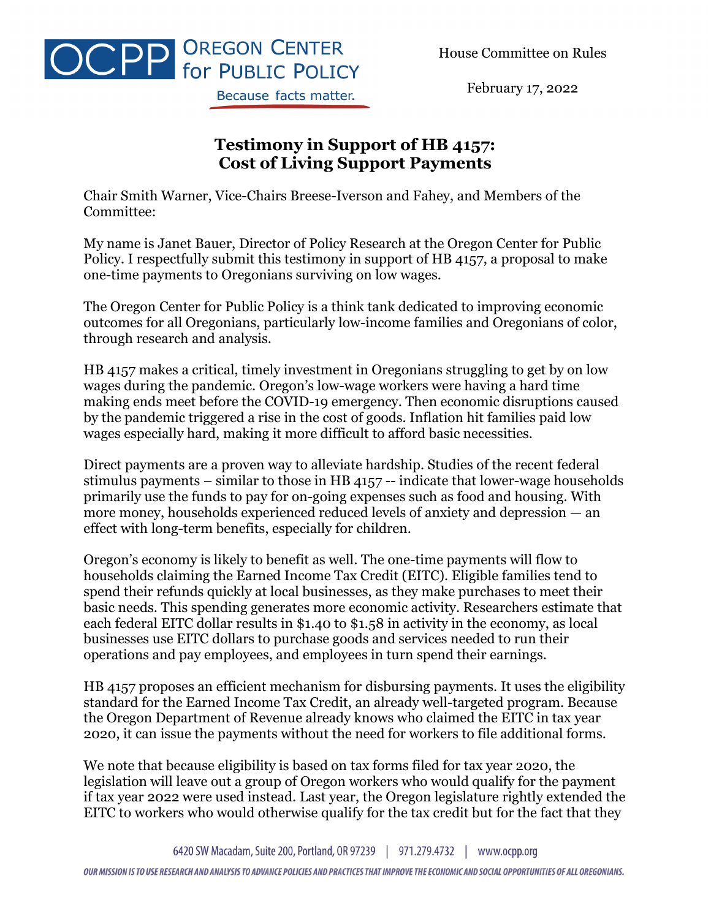OCPP OREGON CENTER for PUBLIC POLICY

Because facts matter.

House Committee on Rules

February 17, 2022

# Testimony in Support of HB 4157: Cost of Living Support Payments

Chair Smith Warner, Vice-Chairs Breese-Iverson and Fahey, and Members of the Committee:

My name is Janet Bauer, Director of Policy Research at the Oregon Center for Public Policy. I respectfully submit this testimony in support of HB 4157, a proposal to make one-time payments to Oregonians surviving on low wages.

The Oregon Center for Public Policy is a think tank dedicated to improving economic outcomes for all Oregonians, particularly low-income families and Oregonians of color, through research and analysis.

HB 4157 makes a critical, timely investment in Oregonians struggling to get by on low wages during the pandemic. Oregon's low-wage workers were having a hard time making ends meet before the COVID-19 emergency. Then economic disruptions caused by the pandemic triggered a rise in the cost of goods. Inflation hit families paid low wages especially hard, making it more difficult to afford basic necessities.

Direct payments are a proven way to alleviate hardship. Studies of the recent federal stimulus payments – similar to those in HB 4157 -- indicate that lower-wage households primarily use the funds to pay for on-going expenses such as food and housing. With more money, households experienced reduced levels of anxiety and depression — an effect with long-term benefits, especially for children.

Oregon's economy is likely to benefit as well. The one-time payments will flow to households claiming the Earned Income Tax Credit (EITC). Eligible families tend to spend their refunds quickly at local businesses, as they make purchases to meet their basic needs. This spending generates more economic activity. Researchers estimate that each federal EITC dollar results in $1.40 to $1.58 in activity in the economy, as local businesses use EITC dollars to purchase goods and services needed to run their operations and pay employees, and employees in turn spend their earnings.

HB 4157 proposes an efficient mechanism for disbursing payments. It uses the eligibility standard for the Earned Income Tax Credit, an already well-targeted program. Because the Oregon Department of Revenue already knows who claimed the EITC in tax year 2020, it can issue the payments without the need for workers to file additional forms.

We note that because eligibility is based on tax forms filed for tax year 2020, the legislation will leave out a group of Oregon workers who would qualify for the payment if tax year 2022 were used instead. Last year, the Oregon legislature rightly extended the EITC to workers who would otherwise qualify for the tax credit but for the fact that they

6420 SW Macadam, Suite 200, Portland, OR 97239 | 971.279.4732 | www.ocpp.org

OUR MISSION IS TO USE RESEARCH AND ANALYSIS TO ADVANCE POLICIES AND PRACTICES THAT IMPROVE THE ECONOMIC AND SOCIAL OPPORTUNITIES OF ALL OREGONIANS.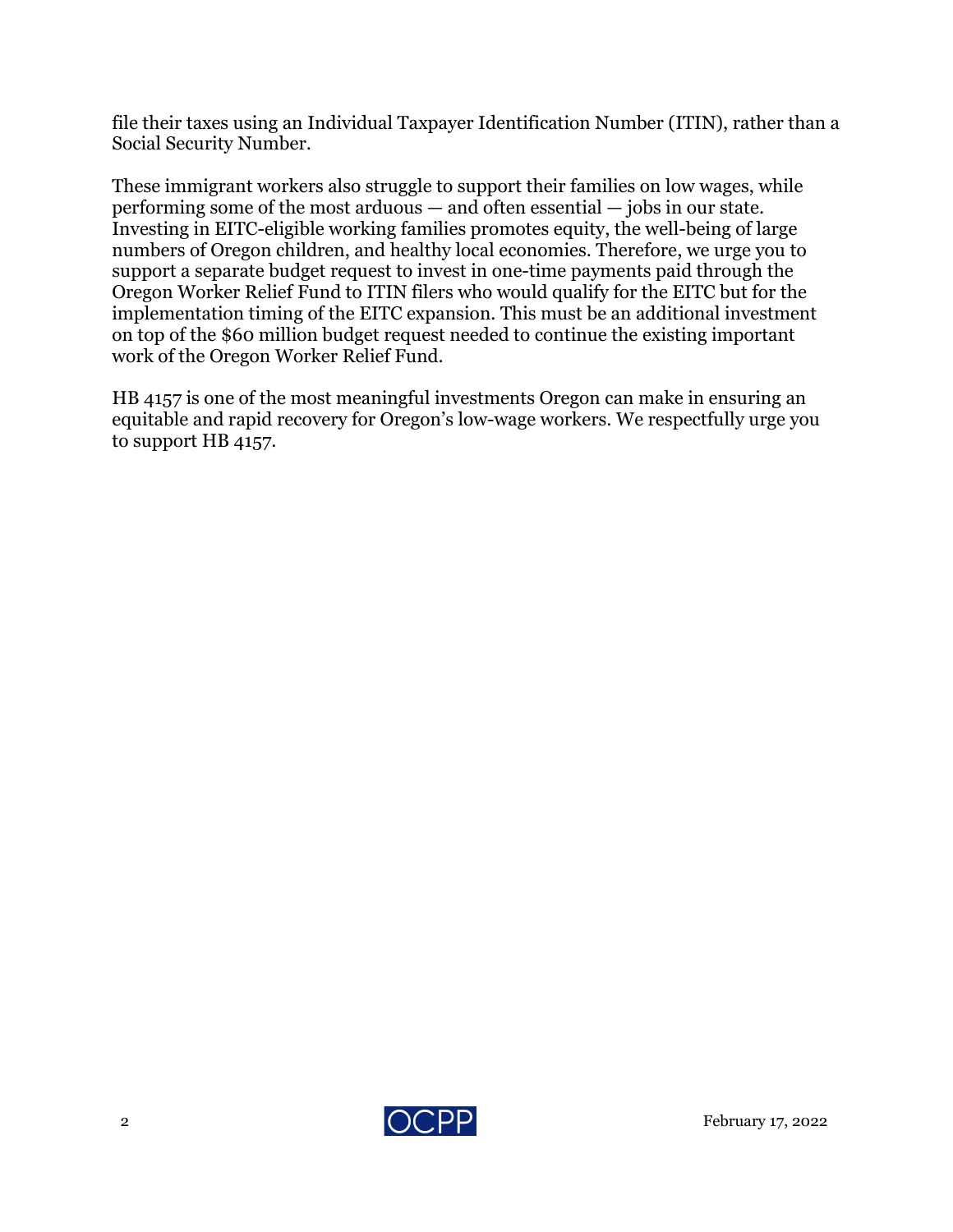file their taxes using an Individual Taxpayer Identification Number (ITIN), rather than a Social Security Number.

These immigrant workers also struggle to support their families on low wages, while performing some of the most arduous — and often essential — jobs in our state. Investing in EITC-eligible working families promotes equity, the well-being of large numbers of Oregon children, and healthy local economies. Therefore, we urge you to support a separate budget request to invest in one-time payments paid through the Oregon Worker Relief Fund to ITIN filers who would qualify for the EITC but for the implementation timing of the EITC expansion. This must be an additional investment on top of the $60 million budget request needed to continue the existing important work of the Oregon Worker Relief Fund.

HB 4157 is one of the most meaningful investments Oregon can make in ensuring an equitable and rapid recovery for Oregon's low-wage workers. We respectfully urge you to support HB 4157.